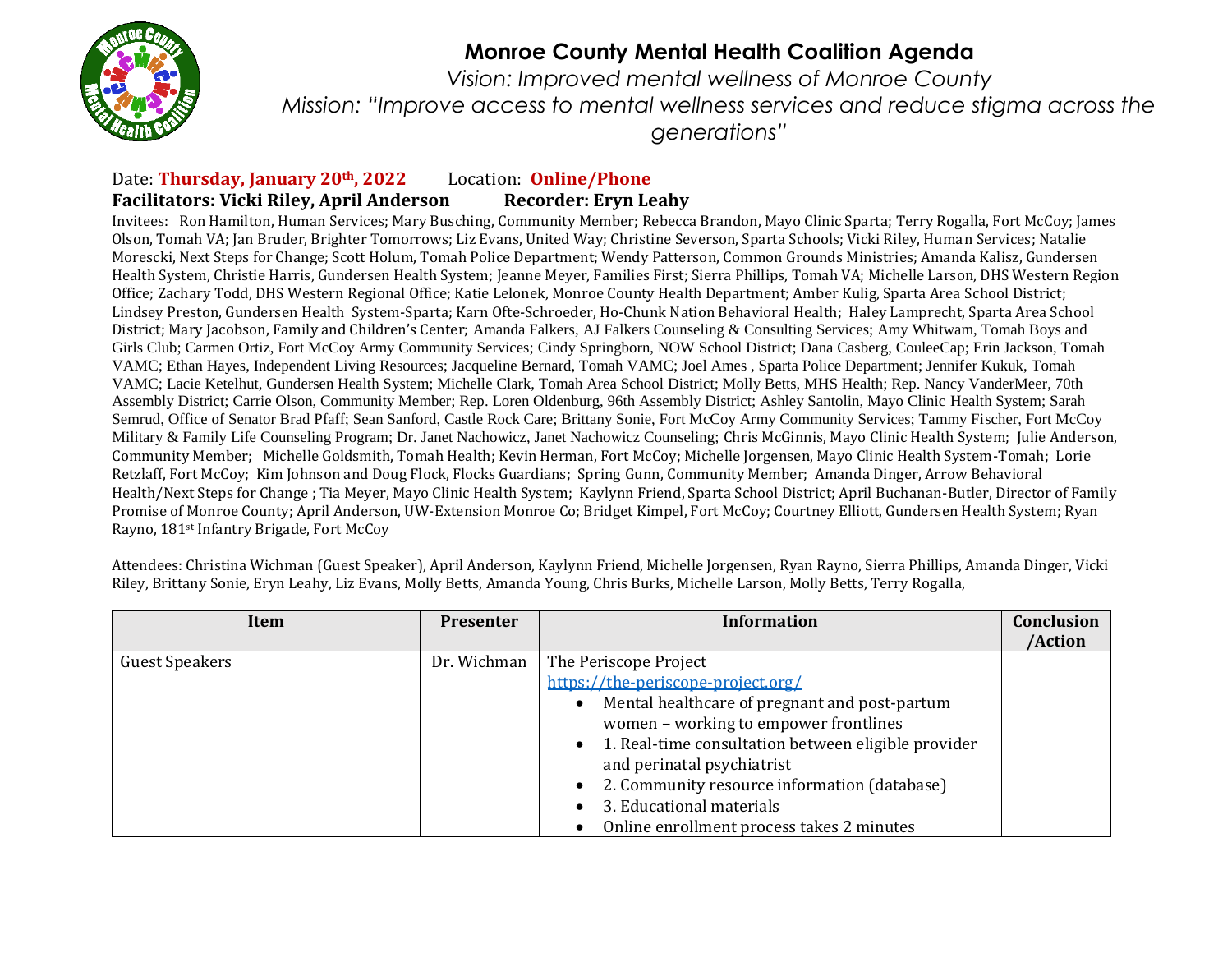# Monroe County Mental Health Coalition Agenda

*Vision: Improved mental wellness of Monroe County*

*Mission: "Improve access to mental wellness services and reduce stigma across the generations"*

Date: **Thursday, January 20th, 2022** Location: **Online/Phone**

**Facilitators: Vicki Riley, April Anderson** **Recorder: Eryn Leahy**

Invitees: Ron Hamilton, Human Services; Mary Busching, Community Member; Rebecca Brandon, Mayo Clinic Sparta; Terry Rogalla, Fort McCoy; James Olson, Tomah VA; Jan Bruder, Brighter Tomorrows; Liz Evans, United Way; Christine Severson, Sparta Schools; Vicki Riley, Human Services; Natalie Morescki, Next Steps for Change; Scott Holum, Tomah Police Department; Wendy Patterson, Common Grounds Ministries; Amanda Kalisz, Gundersen Health System, Christie Harris, Gundersen Health System; Jeanne Meyer, Families First; Sierra Phillips, Tomah VA; Michelle Larson, DHS Western Region Office; Zachary Todd, DHS Western Regional Office; Katie Lelonek, Monroe County Health Department; Amber Kulig, Sparta Area School District; Lindsey Preston, Gundersen Health System-Sparta; Karn Ofte-Schroeder, Ho-Chunk Nation Behavioral Health; Haley Lamprecht, Sparta Area School District; Mary Jacobson, Family and Children's Center; Amanda Falkers, AJ Falkers Counseling & Consulting Services; Amy Whitwam, Tomah Boys and Girls Club; Carmen Ortiz, Fort McCoy Army Community Services; Cindy Springborn, NOW School District; Dana Casberg, CouleeCap; Erin Jackson, Tomah VAMC; Ethan Hayes, Independent Living Resources; Jacqueline Bernard, Tomah VAMC; Joel Ames , Sparta Police Department; Jennifer Kukuk, Tomah VAMC; Lacie Ketelhut, Gundersen Health System; Michelle Clark, Tomah Area School District; Molly Betts, MHS Health; Rep. Nancy VanderMeer, 70th Assembly District; Carrie Olson, Community Member; Rep. Loren Oldenburg, 96th Assembly District; Ashley Santolin, Mayo Clinic Health System; Sarah Semrud, Office of Senator Brad Pfaff; Sean Sanford, Castle Rock Care; Brittany Sonie, Fort McCoy Army Community Services; Tammy Fischer, Fort McCoy Military & Family Life Counseling Program; Dr. Janet Nachowicz, Janet Nachowicz Counseling; Chris McGinnis, Mayo Clinic Health System; Julie Anderson, Community Member; Michelle Goldsmith, Tomah Health; Kevin Herman, Fort McCoy; Michelle Jorgensen, Mayo Clinic Health System-Tomah; Lorie Retzlaff, Fort McCoy; Kim Johnson and Doug Flock, Flocks Guardians; Spring Gunn, Community Member; Amanda Dinger, Arrow Behavioral Health/Next Steps for Change ; Tia Meyer, Mayo Clinic Health System; Kaylynn Friend, Sparta School District; April Buchanan-Butler, Director of Family Promise of Monroe County; April Anderson, UW-Extension Monroe Co; Bridget Kimpel, Fort McCoy; Courtney Elliott, Gundersen Health System; Ryan Rayno, 181st Infantry Brigade, Fort McCoy

Attendees: Christina Wichman (Guest Speaker), April Anderson, Kaylynn Friend, Michelle Jorgensen, Ryan Rayno, Sierra Phillips, Amanda Dinger, Vicki Riley, Brittany Sonie, Eryn Leahy, Liz Evans, Molly Betts, Amanda Young, Chris Burks, Michelle Larson, Molly Betts, Terry Rogalla,

| Item | Presenter | Information | Conclusion /Action |
|---|---|---|---|
| Guest Speakers | Dr. Wichman | The Periscope Project<br>https://the-periscope-project.org/<br>• Mental healthcare of pregnant and post-partum women – working to empower frontlines<br>• 1. Real-time consultation between eligible provider and perinatal psychiatrist<br>• 2. Community resource information (database)<br>• 3. Educational materials<br>• Online enrollment process takes 2 minutes | |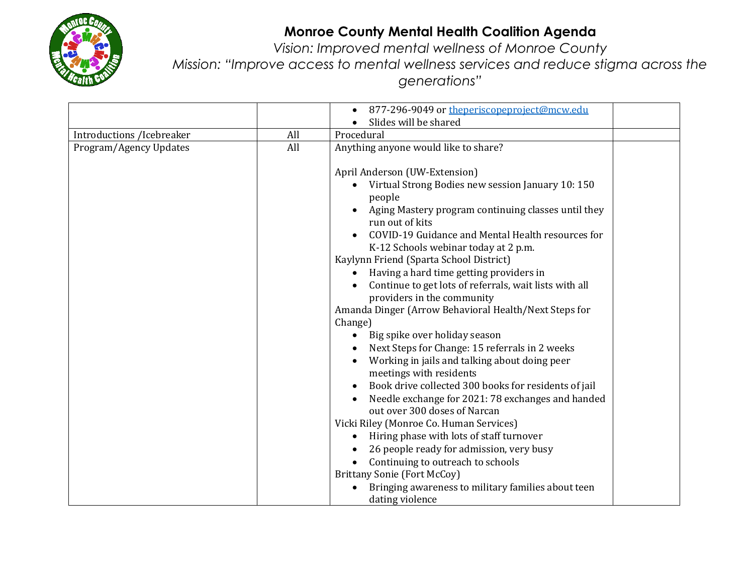# Monroe County Mental Health Coalition Agenda

*Vision: Improved mental wellness of Monroe County*

*Mission: "Improve access to mental wellness services and reduce stigma across the generations"*

| | | | |
|---|---|---|---|
| | | • 877-296-9049 or theperiscopeproject@mcw.edu<br>• Slides will be shared | |
| Introductions /Icebreaker | All | Procedural | |
| Program/Agency Updates | All | Anything anyone would like to share?<br><br>April Anderson (UW-Extension)<br>• Virtual Strong Bodies new session January 10: 150 people<br>• Aging Mastery program continuing classes until they run out of kits<br>• COVID-19 Guidance and Mental Health resources for K-12 Schools webinar today at 2 p.m.<br>Kaylynn Friend (Sparta School District)<br>• Having a hard time getting providers in<br>• Continue to get lots of referrals, wait lists with all providers in the community<br>Amanda Dinger (Arrow Behavioral Health/Next Steps for Change)<br>• Big spike over holiday season<br>• Next Steps for Change: 15 referrals in 2 weeks<br>• Working in jails and talking about doing peer meetings with residents<br>• Book drive collected 300 books for residents of jail<br>• Needle exchange for 2021: 78 exchanges and handed out over 300 doses of Narcan<br>Vicki Riley (Monroe Co. Human Services)<br>• Hiring phase with lots of staff turnover<br>• 26 people ready for admission, very busy<br>• Continuing to outreach to schools<br>Brittany Sonie (Fort McCoy)<br>• Bringing awareness to military families about teen dating violence | |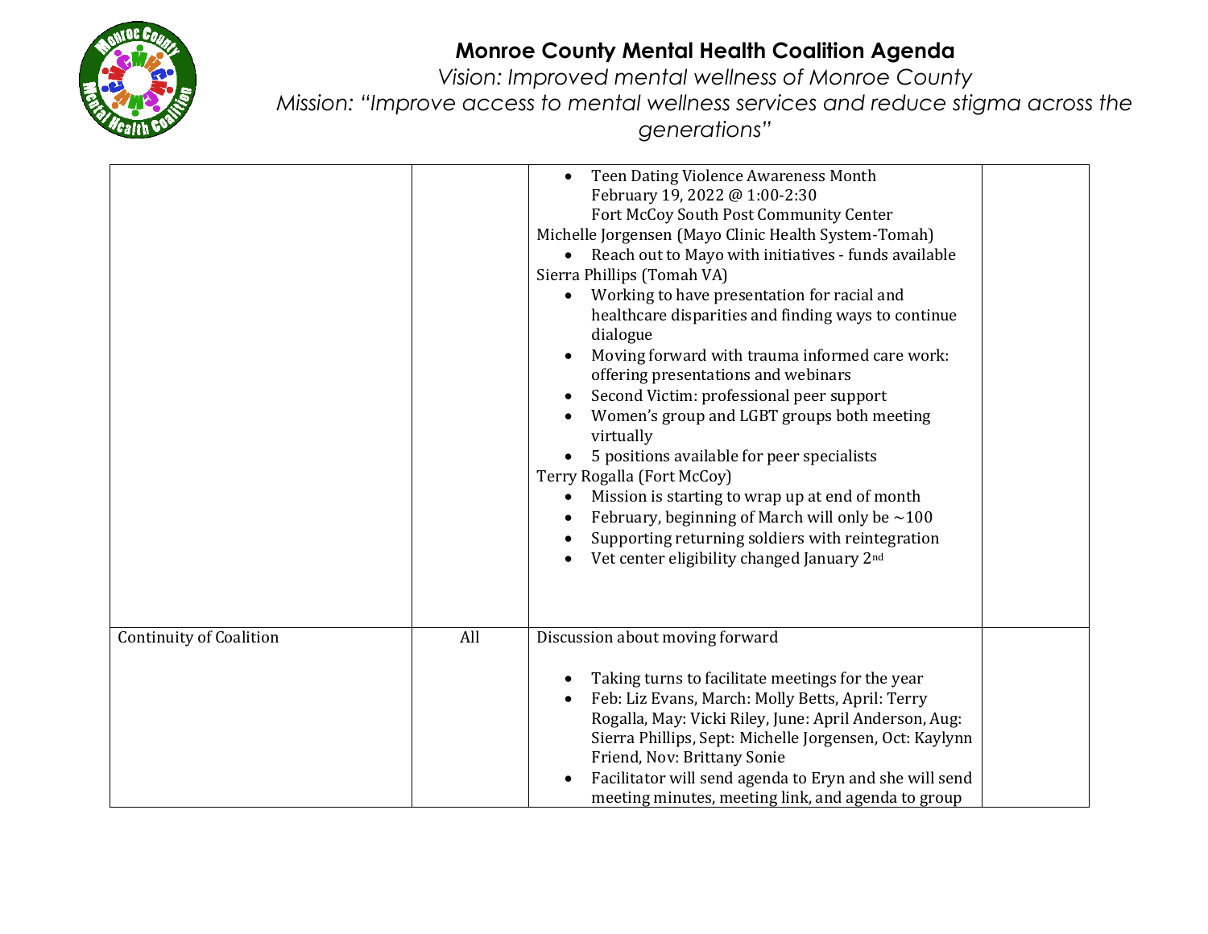# Monroe County Mental Health Coalition Agenda

*Vision: Improved mental wellness of Monroe County*

*Mission: "Improve access to mental wellness services and reduce stigma across the generations"*

| | | | |
|---|---|---|---|
| | | • Teen Dating Violence Awareness Month<br>February 19, 2022 @ 1:00-2:30<br>Fort McCoy South Post Community Center<br>Michelle Jorgensen (Mayo Clinic Health System-Tomah)<br>• Reach out to Mayo with initiatives - funds available<br>Sierra Phillips (Tomah VA)<br>• Working to have presentation for racial and healthcare disparities and finding ways to continue dialogue<br>• Moving forward with trauma informed care work: offering presentations and webinars<br>• Second Victim: professional peer support<br>• Women's group and LGBT groups both meeting virtually<br>• 5 positions available for peer specialists<br>Terry Rogalla (Fort McCoy)<br>• Mission is starting to wrap up at end of month<br>• February, beginning of March will only be ~100<br>• Supporting returning soldiers with reintegration<br>• Vet center eligibility changed January 2nd | |
| Continuity of Coalition | All | Discussion about moving forward<br>• Taking turns to facilitate meetings for the year<br>• Feb: Liz Evans, March: Molly Betts, April: Terry Rogalla, May: Vicki Riley, June: April Anderson, Aug: Sierra Phillips, Sept: Michelle Jorgensen, Oct: Kaylynn Friend, Nov: Brittany Sonie<br>• Facilitator will send agenda to Eryn and she will send meeting minutes, meeting link, and agenda to group | |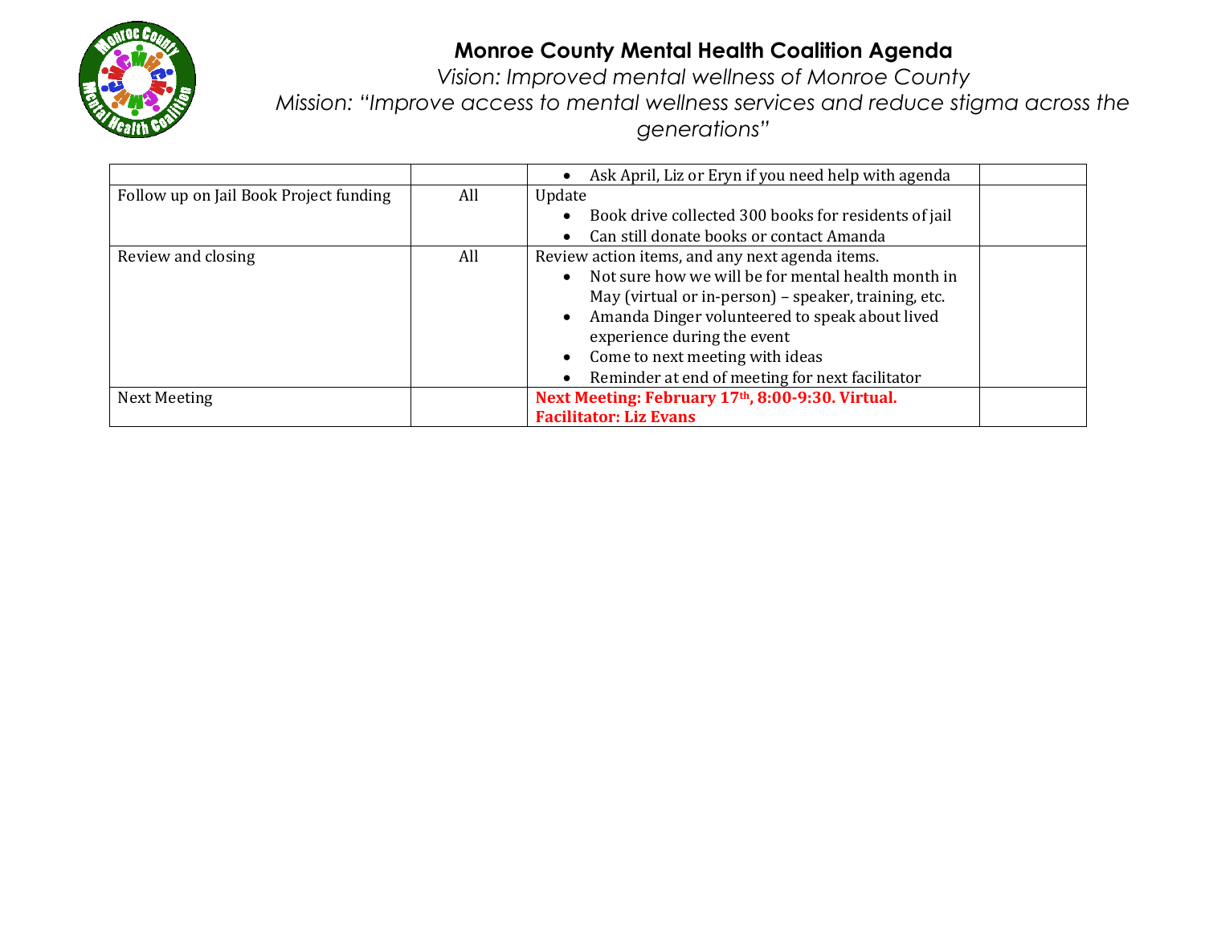**Monroe County Mental Health Coalition Agenda**

*Vision: Improved mental wellness of Monroe County*

*Mission: "Improve access to mental wellness services and reduce stigma across the generations"*

| | | | |
|---|---|---|---|
| | | • Ask April, Liz or Eryn if you need help with agenda | |
| Follow up on Jail Book Project funding | All | Update<br>• Book drive collected 300 books for residents of jail<br>• Can still donate books or contact Amanda | |
| Review and closing | All | Review action items, and any next agenda items.<br>• Not sure how we will be for mental health month in May (virtual or in-person) – speaker, training, etc.<br>• Amanda Dinger volunteered to speak about lived experience during the event<br>• Come to next meeting with ideas<br>• Reminder at end of meeting for next facilitator | |
| Next Meeting | | **Next Meeting: February 17th, 8:00-9:30. Virtual. Facilitator: Liz Evans** | |